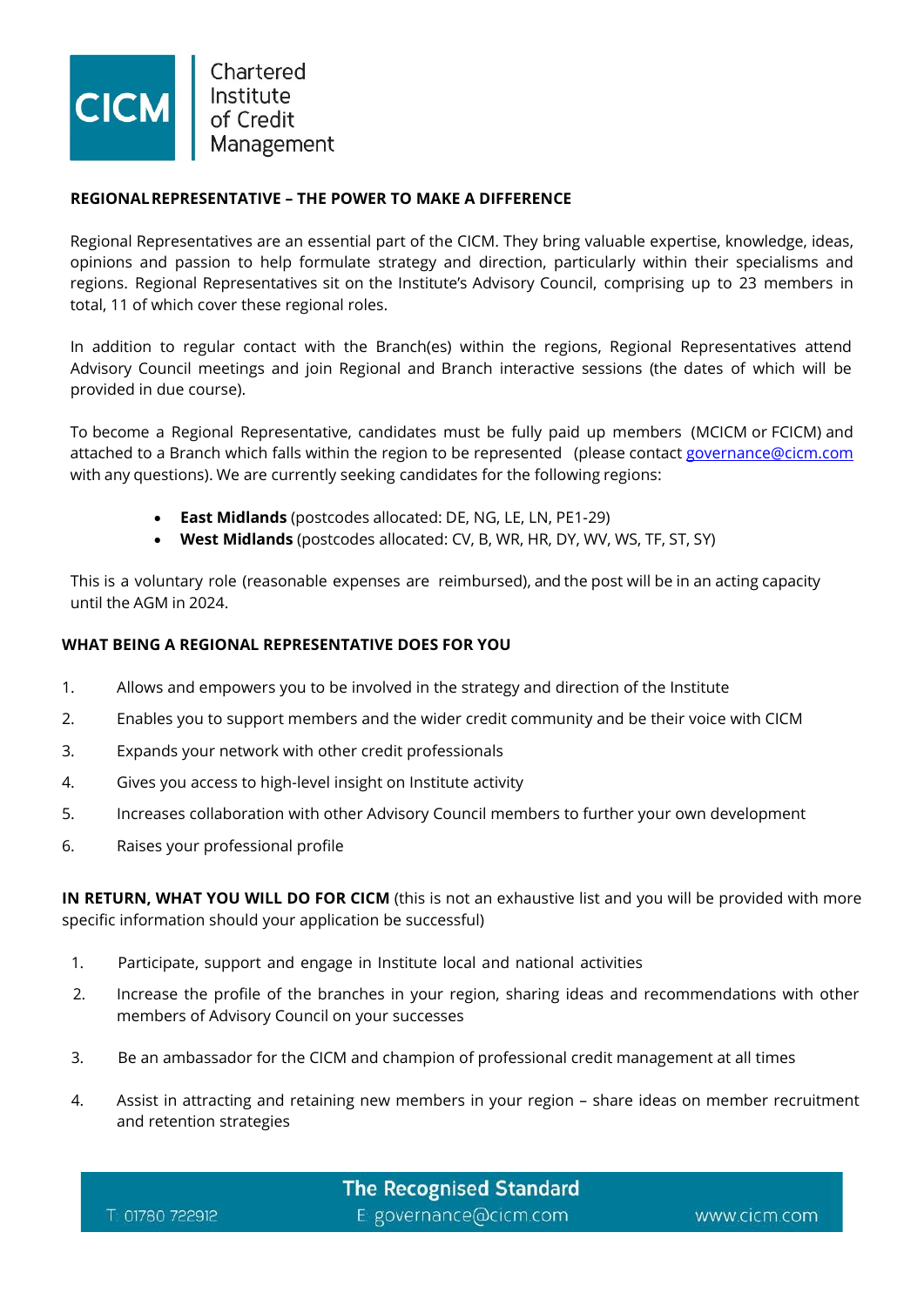Chartered Institute of Credit Management

## REGIONAL REPRESENTATIVE – THE POWER TO MAKE A DIFFERENCE

Regional Representatives are an essential part of the CICM. They bring valuable expertise, knowledge, ideas, opinions and passion to help formulate strategy and direction, particularly within their specialisms and regions. Regional Representatives sit on the Institute's Advisory Council, comprising up to 23 members in total, 11 of which cover these regional roles.

In addition to regular contact with the Branch(es) within the regions, Regional Representatives attend Advisory Council meetings and join Regional and Branch interactive sessions (the dates of which will be provided in due course).

To become a Regional Representative, candidates must be fully paid up members (MCICM or FCICM) and attached to a Branch which falls within the region to be represented (please contact governance@cicm.com with any questions). We are currently seeking candidates for the following regions:

- **East Midlands** (postcodes allocated: DE, NG, LE, LN, PE1-29)
- **West Midlands** (postcodes allocated: CV, B, WR, HR, DY, WV, WS, TF, ST, SY)

This is a voluntary role (reasonable expenses are reimbursed), and the post will be in an acting capacity until the AGM in 2024.

## WHAT BEING A REGIONAL REPRESENTATIVE DOES FOR YOU

1. Allows and empowers you to be involved in the strategy and direction of the Institute
2. Enables you to support members and the wider credit community and be their voice with CICM
3. Expands your network with other credit professionals
4. Gives you access to high-level insight on Institute activity
5. Increases collaboration with other Advisory Council members to further your own development
6. Raises your professional profile

**IN RETURN, WHAT YOU WILL DO FOR CICM** (this is not an exhaustive list and you will be provided with more specific information should your application be successful)

1. Participate, support and engage in Institute local and national activities
2. Increase the profile of the branches in your region, sharing ideas and recommendations with other members of Advisory Council on your successes
3. Be an ambassador for the CICM and champion of professional credit management at all times
4. Assist in attracting and retaining new members in your region – share ideas on member recruitment and retention strategies

The Recognised Standard

T: 01780 722912 E: governance@cicm.com www.cicm.com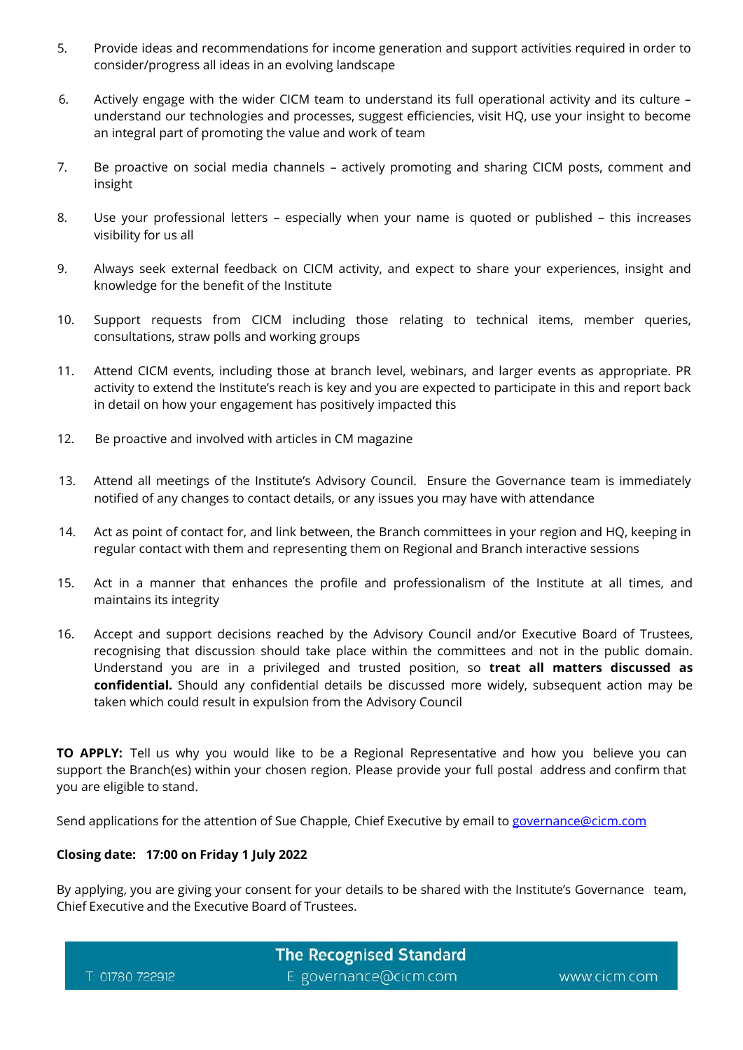5. Provide ideas and recommendations for income generation and support activities required in order to consider/progress all ideas in an evolving landscape

6. Actively engage with the wider CICM team to understand its full operational activity and its culture – understand our technologies and processes, suggest efficiencies, visit HQ, use your insight to become an integral part of promoting the value and work of team

7. Be proactive on social media channels – actively promoting and sharing CICM posts, comment and insight

8. Use your professional letters – especially when your name is quoted or published – this increases visibility for us all

9. Always seek external feedback on CICM activity, and expect to share your experiences, insight and knowledge for the benefit of the Institute

10. Support requests from CICM including those relating to technical items, member queries, consultations, straw polls and working groups

11. Attend CICM events, including those at branch level, webinars, and larger events as appropriate. PR activity to extend the Institute's reach is key and you are expected to participate in this and report back in detail on how your engagement has positively impacted this

12. Be proactive and involved with articles in CM magazine

13. Attend all meetings of the Institute's Advisory Council. Ensure the Governance team is immediately notified of any changes to contact details, or any issues you may have with attendance

14. Act as point of contact for, and link between, the Branch committees in your region and HQ, keeping in regular contact with them and representing them on Regional and Branch interactive sessions

15. Act in a manner that enhances the profile and professionalism of the Institute at all times, and maintains its integrity

16. Accept and support decisions reached by the Advisory Council and/or Executive Board of Trustees, recognising that discussion should take place within the committees and not in the public domain. Understand you are in a privileged and trusted position, so **treat all matters discussed as confidential.** Should any confidential details be discussed more widely, subsequent action may be taken which could result in expulsion from the Advisory Council

**TO APPLY:** Tell us why you would like to be a Regional Representative and how you believe you can support the Branch(es) within your chosen region. Please provide your full postal address and confirm that you are eligible to stand.

Send applications for the attention of Sue Chapple, Chief Executive by email to governance@cicm.com

**Closing date: 17:00 on Friday 1 July 2022**

By applying, you are giving your consent for your details to be shared with the Institute's Governance team, Chief Executive and the Executive Board of Trustees.

The Recognised Standard

T: 01780 722912 E: governance@cicm.com www.cicm.com